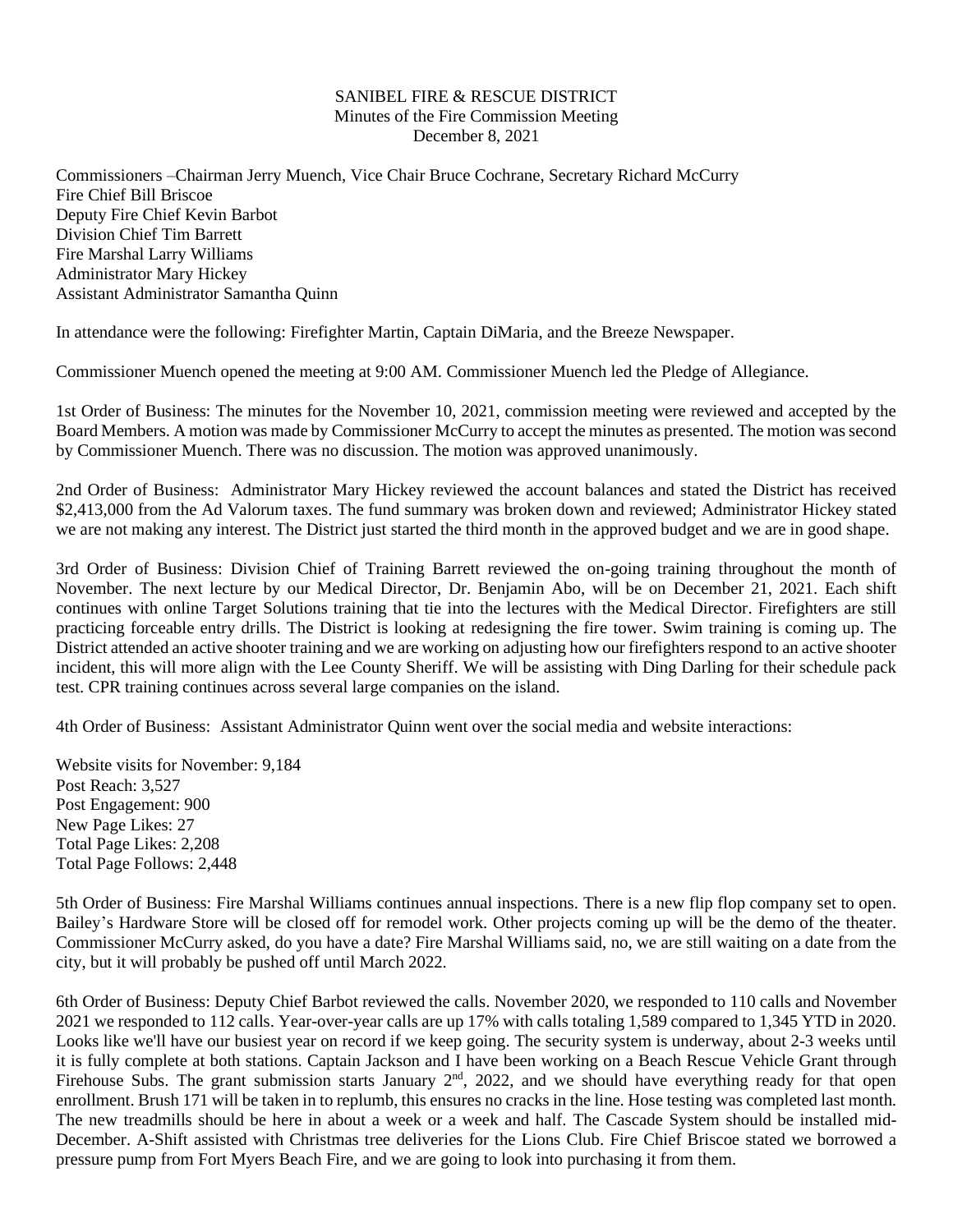SANIBEL FIRE & RESCUE DISTRICT
Minutes of the Fire Commission Meeting
December 8, 2021

Commissioners –Chairman Jerry Muench, Vice Chair Bruce Cochrane, Secretary Richard McCurry
Fire Chief Bill Briscoe
Deputy Fire Chief Kevin Barbot
Division Chief Tim Barrett
Fire Marshal Larry Williams
Administrator Mary Hickey
Assistant Administrator Samantha Quinn

In attendance were the following: Firefighter Martin, Captain DiMaria, and the Breeze Newspaper.

Commissioner Muench opened the meeting at 9:00 AM. Commissioner Muench led the Pledge of Allegiance.

1st Order of Business: The minutes for the November 10, 2021, commission meeting were reviewed and accepted by the Board Members. A motion was made by Commissioner McCurry to accept the minutes as presented. The motion was second by Commissioner Muench. There was no discussion. The motion was approved unanimously.

2nd Order of Business: Administrator Mary Hickey reviewed the account balances and stated the District has received $2,413,000 from the Ad Valorum taxes. The fund summary was broken down and reviewed; Administrator Hickey stated we are not making any interest. The District just started the third month in the approved budget and we are in good shape.

3rd Order of Business: Division Chief of Training Barrett reviewed the on-going training throughout the month of November. The next lecture by our Medical Director, Dr. Benjamin Abo, will be on December 21, 2021. Each shift continues with online Target Solutions training that tie into the lectures with the Medical Director. Firefighters are still practicing forceable entry drills. The District is looking at redesigning the fire tower. Swim training is coming up. The District attended an active shooter training and we are working on adjusting how our firefighters respond to an active shooter incident, this will more align with the Lee County Sheriff. We will be assisting with Ding Darling for their schedule pack test. CPR training continues across several large companies on the island.

4th Order of Business: Assistant Administrator Quinn went over the social media and website interactions:

Website visits for November: 9,184
Post Reach: 3,527
Post Engagement: 900
New Page Likes: 27
Total Page Likes: 2,208
Total Page Follows: 2,448

5th Order of Business: Fire Marshal Williams continues annual inspections. There is a new flip flop company set to open. Bailey's Hardware Store will be closed off for remodel work. Other projects coming up will be the demo of the theater. Commissioner McCurry asked, do you have a date? Fire Marshal Williams said, no, we are still waiting on a date from the city, but it will probably be pushed off until March 2022.

6th Order of Business: Deputy Chief Barbot reviewed the calls. November 2020, we responded to 110 calls and November 2021 we responded to 112 calls. Year-over-year calls are up 17% with calls totaling 1,589 compared to 1,345 YTD in 2020. Looks like we'll have our busiest year on record if we keep going. The security system is underway, about 2-3 weeks until it is fully complete at both stations. Captain Jackson and I have been working on a Beach Rescue Vehicle Grant through Firehouse Subs. The grant submission starts January 2nd, 2022, and we should have everything ready for that open enrollment. Brush 171 will be taken in to replumb, this ensures no cracks in the line. Hose testing was completed last month. The new treadmills should be here in about a week or a week and half. The Cascade System should be installed mid-December. A-Shift assisted with Christmas tree deliveries for the Lions Club. Fire Chief Briscoe stated we borrowed a pressure pump from Fort Myers Beach Fire, and we are going to look into purchasing it from them.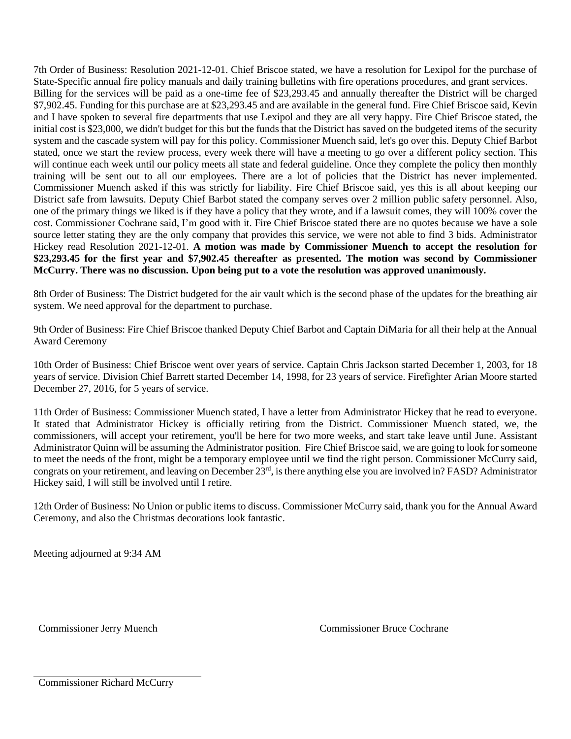7th Order of Business: Resolution 2021-12-01. Chief Briscoe stated, we have a resolution for Lexipol for the purchase of State-Specific annual fire policy manuals and daily training bulletins with fire operations procedures, and grant services. Billing for the services will be paid as a one-time fee of $23,293.45 and annually thereafter the District will be charged $7,902.45. Funding for this purchase are at $23,293.45 and are available in the general fund. Fire Chief Briscoe said, Kevin and I have spoken to several fire departments that use Lexipol and they are all very happy. Fire Chief Briscoe stated, the initial cost is $23,000, we didn't budget for this but the funds that the District has saved on the budgeted items of the security system and the cascade system will pay for this policy. Commissioner Muench said, let's go over this. Deputy Chief Barbot stated, once we start the review process, every week there will have a meeting to go over a different policy section. This will continue each week until our policy meets all state and federal guideline. Once they complete the policy then monthly training will be sent out to all our employees. There are a lot of policies that the District has never implemented. Commissioner Muench asked if this was strictly for liability. Fire Chief Briscoe said, yes this is all about keeping our District safe from lawsuits. Deputy Chief Barbot stated the company serves over 2 million public safety personnel. Also, one of the primary things we liked is if they have a policy that they wrote, and if a lawsuit comes, they will 100% cover the cost. Commissioner Cochrane said, I'm good with it. Fire Chief Briscoe stated there are no quotes because we have a sole source letter stating they are the only company that provides this service, we were not able to find 3 bids. Administrator Hickey read Resolution 2021-12-01. **A motion was made by Commissioner Muench to accept the resolution for $23,293.45 for the first year and $7,902.45 thereafter as presented. The motion was second by Commissioner McCurry. There was no discussion. Upon being put to a vote the resolution was approved unanimously.**

8th Order of Business: The District budgeted for the air vault which is the second phase of the updates for the breathing air system. We need approval for the department to purchase.

9th Order of Business: Fire Chief Briscoe thanked Deputy Chief Barbot and Captain DiMaria for all their help at the Annual Award Ceremony

10th Order of Business: Chief Briscoe went over years of service. Captain Chris Jackson started December 1, 2003, for 18 years of service. Division Chief Barrett started December 14, 1998, for 23 years of service. Firefighter Arian Moore started December 27, 2016, for 5 years of service.

11th Order of Business: Commissioner Muench stated, I have a letter from Administrator Hickey that he read to everyone. It stated that Administrator Hickey is officially retiring from the District. Commissioner Muench stated, we, the commissioners, will accept your retirement, you'll be here for two more weeks, and start take leave until June. Assistant Administrator Quinn will be assuming the Administrator position. Fire Chief Briscoe said, we are going to look for someone to meet the needs of the front, might be a temporary employee until we find the right person. Commissioner McCurry said, congrats on your retirement, and leaving on December 23rd, is there anything else you are involved in? FASD? Administrator Hickey said, I will still be involved until I retire.

12th Order of Business: No Union or public items to discuss. Commissioner McCurry said, thank you for the Annual Award Ceremony, and also the Christmas decorations look fantastic.

Meeting adjourned at 9:34 AM

Commissioner Jerry Muench

Commissioner Bruce Cochrane

Commissioner Richard McCurry